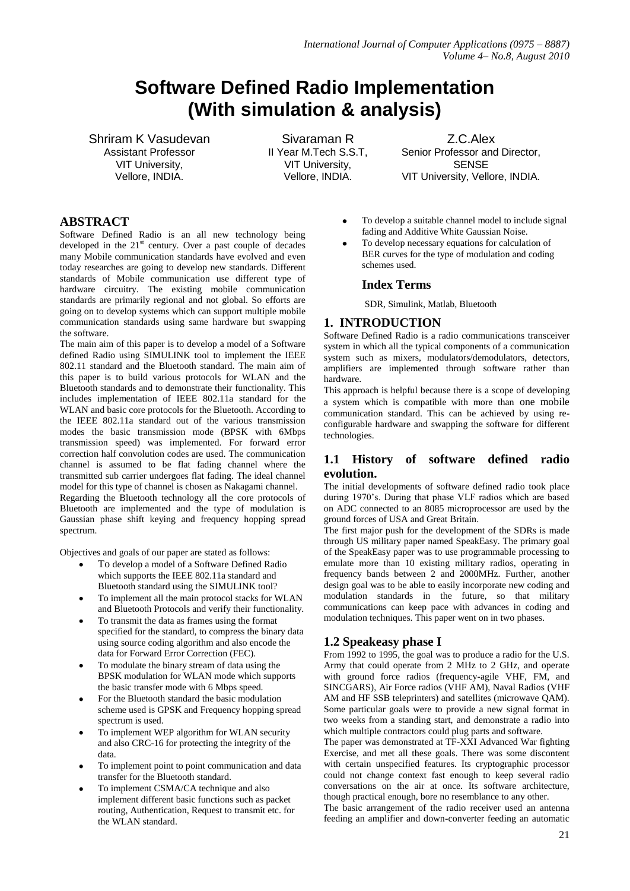# Software Defined Radio Implementation (With simulation & analysis)

Shriram K Vasudevan
Assistant Professor
VIT University,
Vellore, INDIA.

Sivaraman R
II Year M.Tech S.S.T,
VIT University,
Vellore, INDIA.

Z.C.Alex
Senior Professor and Director,
SENSE
VIT University, Vellore, INDIA.

## ABSTRACT

Software Defined Radio is an all new technology being developed in the 21st century. Over a past couple of decades many Mobile communication standards have evolved and even today researches are going to develop new standards. Different standards of Mobile communication use different type of hardware circuitry. The existing mobile communication standards are primarily regional and not global. So efforts are going on to develop systems which can support multiple mobile communication standards using same hardware but swapping the software.

The main aim of this paper is to develop a model of a Software defined Radio using SIMULINK tool to implement the IEEE 802.11 standard and the Bluetooth standard. The main aim of this paper is to build various protocols for WLAN and the Bluetooth standards and to demonstrate their functionality. This includes implementation of IEEE 802.11a standard for the WLAN and basic core protocols for the Bluetooth. According to the IEEE 802.11a standard out of the various transmission modes the basic transmission mode (BPSK with 6Mbps transmission speed) was implemented. For forward error correction half convolution codes are used. The communication channel is assumed to be flat fading channel where the transmitted sub carrier undergoes flat fading. The ideal channel model for this type of channel is chosen as Nakagami channel.

Regarding the Bluetooth technology all the core protocols of Bluetooth are implemented and the type of modulation is Gaussian phase shift keying and frequency hopping spread spectrum.

Objectives and goals of our paper are stated as follows:

- To develop a model of a Software Defined Radio which supports the IEEE 802.11a standard and Bluetooth standard using the SIMULINK tool?
- To implement all the main protocol stacks for WLAN and Bluetooth Protocols and verify their functionality.
- To transmit the data as frames using the format specified for the standard, to compress the binary data using source coding algorithm and also encode the data for Forward Error Correction (FEC).
- To modulate the binary stream of data using the BPSK modulation for WLAN mode which supports the basic transfer mode with 6 Mbps speed.
- For the Bluetooth standard the basic modulation scheme used is GPSK and Frequency hopping spread spectrum is used.
- To implement WEP algorithm for WLAN security and also CRC-16 for protecting the integrity of the data.
- To implement point to point communication and data transfer for the Bluetooth standard.
- To implement CSMA/CA technique and also implement different basic functions such as packet routing, Authentication, Request to transmit etc. for the WLAN standard.
- To develop a suitable channel model to include signal fading and Additive White Gaussian Noise.
- To develop necessary equations for calculation of BER curves for the type of modulation and coding schemes used.

### Index Terms

SDR, Simulink, Matlab, Bluetooth

## 1. INTRODUCTION

Software Defined Radio is a radio communications transceiver system in which all the typical components of a communication system such as mixers, modulators/demodulators, detectors, amplifiers are implemented through software rather than hardware.

This approach is helpful because there is a scope of developing a system which is compatible with more than one mobile communication standard. This can be achieved by using re-configurable hardware and swapping the software for different technologies.

### 1.1 History of software defined radio evolution.

The initial developments of software defined radio took place during 1970's. During that phase VLF radios which are based on ADC connected to an 8085 microprocessor are used by the ground forces of USA and Great Britain.

The first major push for the development of the SDRs is made through US military paper named SpeakEasy. The primary goal of the SpeakEasy paper was to use programmable processing to emulate more than 10 existing military radios, operating in frequency bands between 2 and 2000MHz. Further, another design goal was to be able to easily incorporate new coding and modulation standards in the future, so that military communications can keep pace with advances in coding and modulation techniques. This paper went on in two phases.

### 1.2 Speakeasy phase I

From 1992 to 1995, the goal was to produce a radio for the U.S. Army that could operate from 2 MHz to 2 GHz, and operate with ground force radios (frequency-agile VHF, FM, and SINCGARS), Air Force radios (VHF AM), Naval Radios (VHF AM and HF SSB teleprinters) and satellites (microwave QAM). Some particular goals were to provide a new signal format in two weeks from a standing start, and demonstrate a radio into which multiple contractors could plug parts and software.

The paper was demonstrated at TF-XXI Advanced War fighting Exercise, and met all these goals. There was some discontent with certain unspecified features. Its cryptographic processor could not change context fast enough to keep several radio conversations on the air at once. Its software architecture, though practical enough, bore no resemblance to any other.

The basic arrangement of the radio receiver used an antenna feeding an amplifier and down-converter feeding an automatic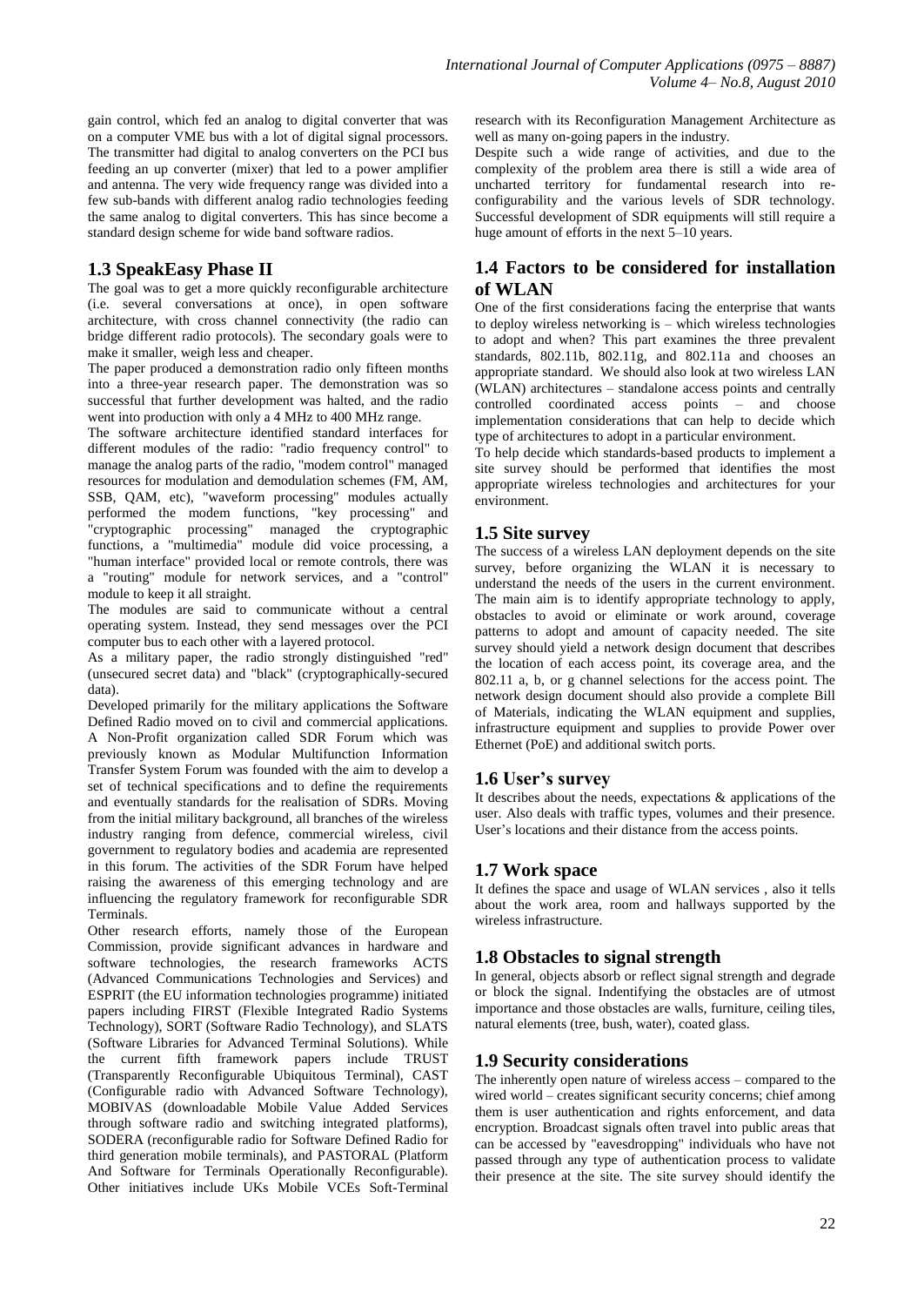gain control, which fed an analog to digital converter that was on a computer VME bus with a lot of digital signal processors. The transmitter had digital to analog converters on the PCI bus feeding an up converter (mixer) that led to a power amplifier and antenna. The very wide frequency range was divided into a few sub-bands with different analog radio technologies feeding the same analog to digital converters. This has since become a standard design scheme for wide band software radios.

## 1.3 SpeakEasy Phase II

The goal was to get a more quickly reconfigurable architecture (i.e. several conversations at once), in open software architecture, with cross channel connectivity (the radio can bridge different radio protocols). The secondary goals were to make it smaller, weigh less and cheaper.

The paper produced a demonstration radio only fifteen months into a three-year research paper. The demonstration was so successful that further development was halted, and the radio went into production with only a 4 MHz to 400 MHz range.

The software architecture identified standard interfaces for different modules of the radio: "radio frequency control" to manage the analog parts of the radio, "modem control" managed resources for modulation and demodulation schemes (FM, AM, SSB, QAM, etc), "waveform processing" modules actually performed the modem functions, "key processing" and "cryptographic processing" managed the cryptographic functions, a "multimedia" module did voice processing, a "human interface" provided local or remote controls, there was a "routing" module for network services, and a "control" module to keep it all straight.

The modules are said to communicate without a central operating system. Instead, they send messages over the PCI computer bus to each other with a layered protocol.

As a military paper, the radio strongly distinguished "red" (unsecured secret data) and "black" (cryptographically-secured data).

Developed primarily for the military applications the Software Defined Radio moved on to civil and commercial applications. A Non-Profit organization called SDR Forum which was previously known as Modular Multifunction Information Transfer System Forum was founded with the aim to develop a set of technical specifications and to define the requirements and eventually standards for the realisation of SDRs. Moving from the initial military background, all branches of the wireless industry ranging from defence, commercial wireless, civil government to regulatory bodies and academia are represented in this forum. The activities of the SDR Forum have helped raising the awareness of this emerging technology and are influencing the regulatory framework for reconfigurable SDR Terminals.

Other research efforts, namely those of the European Commission, provide significant advances in hardware and software technologies, the research frameworks ACTS (Advanced Communications Technologies and Services) and ESPRIT (the EU information technologies programme) initiated papers including FIRST (Flexible Integrated Radio Systems Technology), SORT (Software Radio Technology), and SLATS (Software Libraries for Advanced Terminal Solutions). While the current fifth framework papers include TRUST (Transparently Reconfigurable Ubiquitous Terminal), CAST (Configurable radio with Advanced Software Technology), MOBIVAS (downloadable Mobile Value Added Services through software radio and switching integrated platforms), SODERA (reconfigurable radio for Software Defined Radio for third generation mobile terminals), and PASTORAL (Platform And Software for Terminals Operationally Reconfigurable). Other initiatives include UKs Mobile VCEs Soft-Terminal research with its Reconfiguration Management Architecture as well as many on-going papers in the industry.

Despite such a wide range of activities, and due to the complexity of the problem area there is still a wide area of uncharted territory for fundamental research into re-configurability and the various levels of SDR technology. Successful development of SDR equipments will still require a huge amount of efforts in the next 5–10 years.

## 1.4 Factors to be considered for installation of WLAN

One of the first considerations facing the enterprise that wants to deploy wireless networking is – which wireless technologies to adopt and when? This part examines the three prevalent standards, 802.11b, 802.11g, and 802.11a and chooses an appropriate standard. We should also look at two wireless LAN (WLAN) architectures – standalone access points and centrally controlled coordinated access points – and choose implementation considerations that can help to decide which type of architectures to adopt in a particular environment.

To help decide which standards-based products to implement a site survey should be performed that identifies the most appropriate wireless technologies and architectures for your environment.

## 1.5 Site survey

The success of a wireless LAN deployment depends on the site survey, before organizing the WLAN it is necessary to understand the needs of the users in the current environment. The main aim is to identify appropriate technology to apply, obstacles to avoid or eliminate or work around, coverage patterns to adopt and amount of capacity needed. The site survey should yield a network design document that describes the location of each access point, its coverage area, and the 802.11 a, b, or g channel selections for the access point. The network design document should also provide a complete Bill of Materials, indicating the WLAN equipment and supplies, infrastructure equipment and supplies to provide Power over Ethernet (PoE) and additional switch ports.

## 1.6 User's survey

It describes about the needs, expectations & applications of the user. Also deals with traffic types, volumes and their presence. User's locations and their distance from the access points.

## 1.7 Work space

It defines the space and usage of WLAN services , also it tells about the work area, room and hallways supported by the wireless infrastructure.

## 1.8 Obstacles to signal strength

In general, objects absorb or reflect signal strength and degrade or block the signal. Indentifying the obstacles are of utmost importance and those obstacles are walls, furniture, ceiling tiles, natural elements (tree, bush, water), coated glass.

## 1.9 Security considerations

The inherently open nature of wireless access – compared to the wired world – creates significant security concerns; chief among them is user authentication and rights enforcement, and data encryption. Broadcast signals often travel into public areas that can be accessed by "eavesdropping" individuals who have not passed through any type of authentication process to validate their presence at the site. The site survey should identify the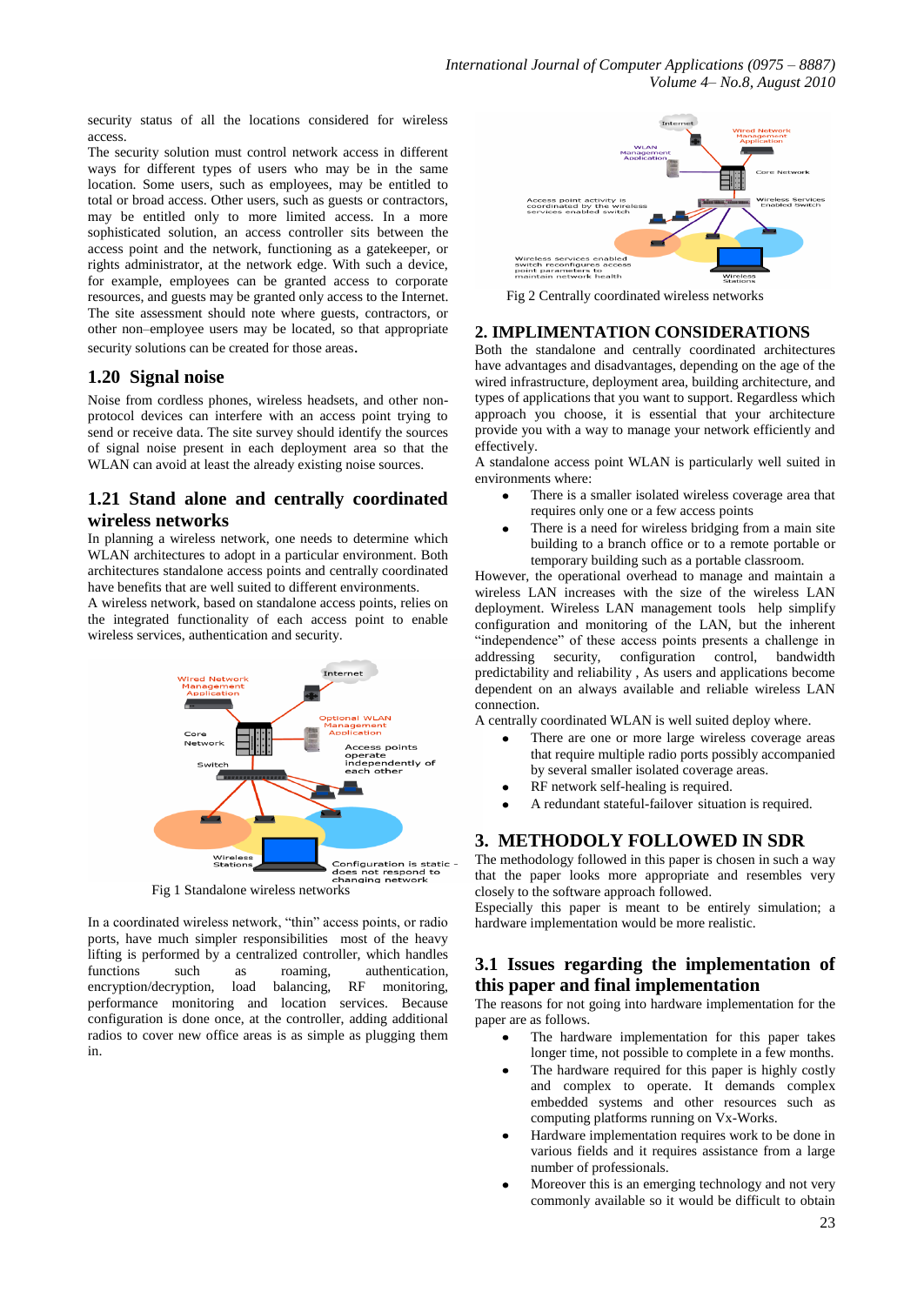security status of all the locations considered for wireless access.

The security solution must control network access in different ways for different types of users who may be in the same location. Some users, such as employees, may be entitled to total or broad access. Other users, such as guests or contractors, may be entitled only to more limited access. In a more sophisticated solution, an access controller sits between the access point and the network, functioning as a gatekeeper, or rights administrator, at the network edge. With such a device, for example, employees can be granted access to corporate resources, and guests may be granted only access to the Internet. The site assessment should note where guests, contractors, or other non–employee users may be located, so that appropriate security solutions can be created for those areas.

## 1.20 Signal noise

Noise from cordless phones, wireless headsets, and other non-protocol devices can interfere with an access point trying to send or receive data. The site survey should identify the sources of signal noise present in each deployment area so that the WLAN can avoid at least the already existing noise sources.

## 1.21 Stand alone and centrally coordinated wireless networks

In planning a wireless network, one needs to determine which WLAN architectures to adopt in a particular environment. Both architectures standalone access points and centrally coordinated have benefits that are well suited to different environments.

A wireless network, based on standalone access points, relies on the integrated functionality of each access point to enable wireless services, authentication and security.

Fig 1 Standalone wireless networks

In a coordinated wireless network, "thin" access points, or radio ports, have much simpler responsibilities most of the heavy lifting is performed by a centralized controller, which handles functions such as roaming, authentication, encryption/decryption, load balancing, RF monitoring, performance monitoring and location services. Because configuration is done once, at the controller, adding additional radios to cover new office areas is as simple as plugging them in.

Fig 2 Centrally coordinated wireless networks

## 2. IMPLIMENTATION CONSIDERATIONS

Both the standalone and centrally coordinated architectures have advantages and disadvantages, depending on the age of the wired infrastructure, deployment area, building architecture, and types of applications that you want to support. Regardless which approach you choose, it is essential that your architecture provide you with a way to manage your network efficiently and effectively.

A standalone access point WLAN is particularly well suited in environments where:

- There is a smaller isolated wireless coverage area that requires only one or a few access points
- There is a need for wireless bridging from a main site building to a branch office or to a remote portable or temporary building such as a portable classroom.

However, the operational overhead to manage and maintain a wireless LAN increases with the size of the wireless LAN deployment. Wireless LAN management tools help simplify configuration and monitoring of the LAN, but the inherent "independence" of these access points presents a challenge in addressing security, configuration control, bandwidth predictability and reliability , As users and applications become dependent on an always available and reliable wireless LAN connection.

A centrally coordinated WLAN is well suited deploy where.

- There are one or more large wireless coverage areas that require multiple radio ports possibly accompanied by several smaller isolated coverage areas.
- RF network self-healing is required.
- A redundant stateful-failover situation is required.

## 3. METHODOLY FOLLOWED IN SDR

The methodology followed in this paper is chosen in such a way that the paper looks more appropriate and resembles very closely to the software approach followed.

Especially this paper is meant to be entirely simulation; a hardware implementation would be more realistic.

## 3.1 Issues regarding the implementation of this paper and final implementation

The reasons for not going into hardware implementation for the paper are as follows.

- The hardware implementation for this paper takes longer time, not possible to complete in a few months.
- The hardware required for this paper is highly costly and complex to operate. It demands complex embedded systems and other resources such as computing platforms running on Vx-Works.
- Hardware implementation requires work to be done in various fields and it requires assistance from a large number of professionals.
- Moreover this is an emerging technology and not very commonly available so it would be difficult to obtain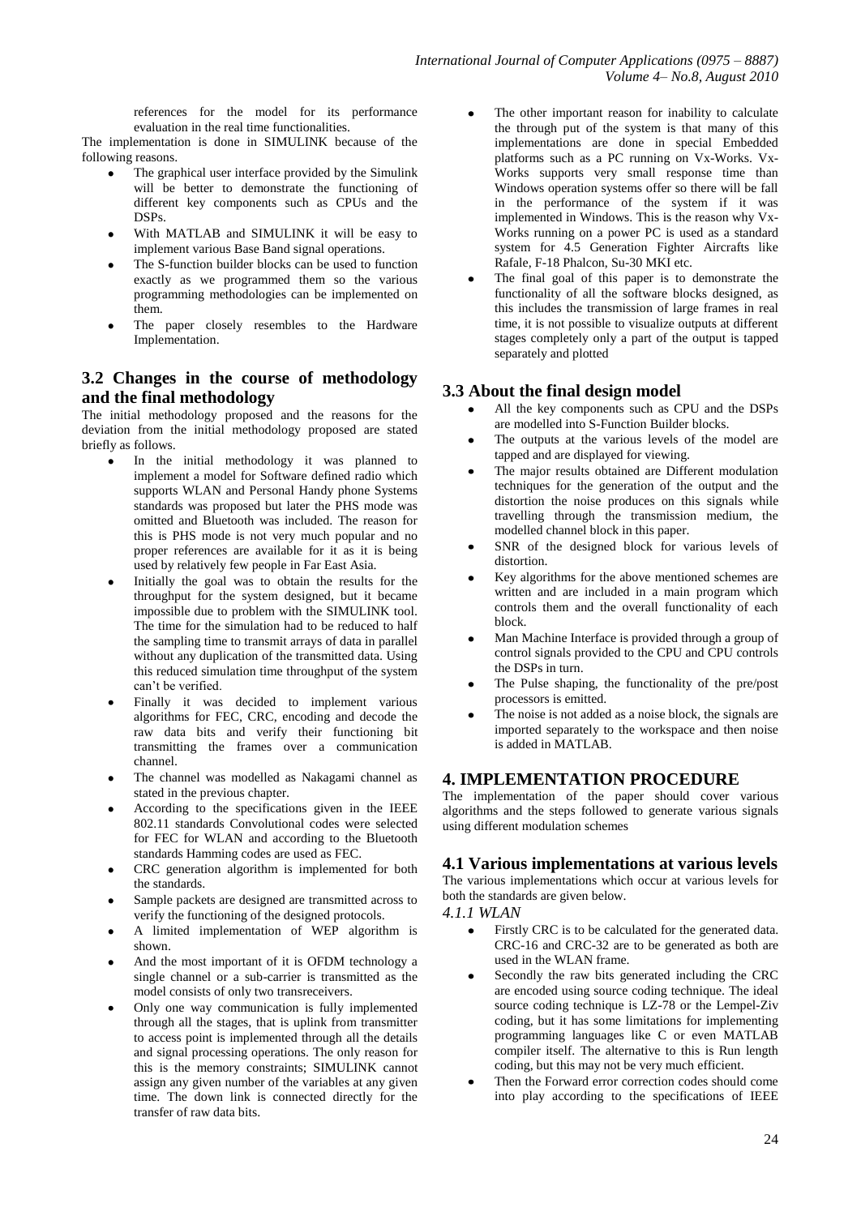references for the model for its performance evaluation in the real time functionalities.

The implementation is done in SIMULINK because of the following reasons.

- The graphical user interface provided by the Simulink will be better to demonstrate the functioning of different key components such as CPUs and the DSPs.
- With MATLAB and SIMULINK it will be easy to implement various Base Band signal operations.
- The S-function builder blocks can be used to function exactly as we programmed them so the various programming methodologies can be implemented on them.
- The paper closely resembles to the Hardware Implementation.

## 3.2 Changes in the course of methodology and the final methodology

The initial methodology proposed and the reasons for the deviation from the initial methodology proposed are stated briefly as follows.

- In the initial methodology it was planned to implement a model for Software defined radio which supports WLAN and Personal Handy phone Systems standards was proposed but later the PHS mode was omitted and Bluetooth was included. The reason for this is PHS mode is not very much popular and no proper references are available for it as it is being used by relatively few people in Far East Asia.
- Initially the goal was to obtain the results for the throughput for the system designed, but it became impossible due to problem with the SIMULINK tool. The time for the simulation had to be reduced to half the sampling time to transmit arrays of data in parallel without any duplication of the transmitted data. Using this reduced simulation time throughput of the system can't be verified.
- Finally it was decided to implement various algorithms for FEC, CRC, encoding and decode the raw data bits and verify their functioning bit transmitting the frames over a communication channel.
- The channel was modelled as Nakagami channel as stated in the previous chapter.
- According to the specifications given in the IEEE 802.11 standards Convolutional codes were selected for FEC for WLAN and according to the Bluetooth standards Hamming codes are used as FEC.
- CRC generation algorithm is implemented for both the standards.
- Sample packets are designed are transmitted across to verify the functioning of the designed protocols.
- A limited implementation of WEP algorithm is shown.
- And the most important of it is OFDM technology a single channel or a sub-carrier is transmitted as the model consists of only two transreceivers.
- Only one way communication is fully implemented through all the stages, that is uplink from transmitter to access point is implemented through all the details and signal processing operations. The only reason for this is the memory constraints; SIMULINK cannot assign any given number of the variables at any given time. The down link is connected directly for the transfer of raw data bits.
- The other important reason for inability to calculate the through put of the system is that many of this implementations are done in special Embedded platforms such as a PC running on Vx-Works. Vx-Works supports very small response time than Windows operation systems offer so there will be fall in the performance of the system if it was implemented in Windows. This is the reason why Vx-Works running on a power PC is used as a standard system for 4.5 Generation Fighter Aircrafts like Rafale, F-18 Phalcon, Su-30 MKI etc.
- The final goal of this paper is to demonstrate the functionality of all the software blocks designed, as this includes the transmission of large frames in real time, it is not possible to visualize outputs at different stages completely only a part of the output is tapped separately and plotted

## 3.3 About the final design model

- All the key components such as CPU and the DSPs are modelled into S-Function Builder blocks.
- The outputs at the various levels of the model are tapped and are displayed for viewing.
- The major results obtained are Different modulation techniques for the generation of the output and the distortion the noise produces on this signals while travelling through the transmission medium, the modelled channel block in this paper.
- SNR of the designed block for various levels of distortion.
- Key algorithms for the above mentioned schemes are written and are included in a main program which controls them and the overall functionality of each block.
- Man Machine Interface is provided through a group of control signals provided to the CPU and CPU controls the DSPs in turn.
- The Pulse shaping, the functionality of the pre/post processors is emitted.
- The noise is not added as a noise block, the signals are imported separately to the workspace and then noise is added in MATLAB.

# 4. IMPLEMENTATION PROCEDURE

The implementation of the paper should cover various algorithms and the steps followed to generate various signals using different modulation schemes

## 4.1 Various implementations at various levels

The various implementations which occur at various levels for both the standards are given below.

### *4.1.1 WLAN*

- Firstly CRC is to be calculated for the generated data. CRC-16 and CRC-32 are to be generated as both are used in the WLAN frame.
- Secondly the raw bits generated including the CRC are encoded using source coding technique. The ideal source coding technique is LZ-78 or the Lempel-Ziv coding, but it has some limitations for implementing programming languages like C or even MATLAB compiler itself. The alternative to this is Run length coding, but this may not be very much efficient.
- Then the Forward error correction codes should come into play according to the specifications of IEEE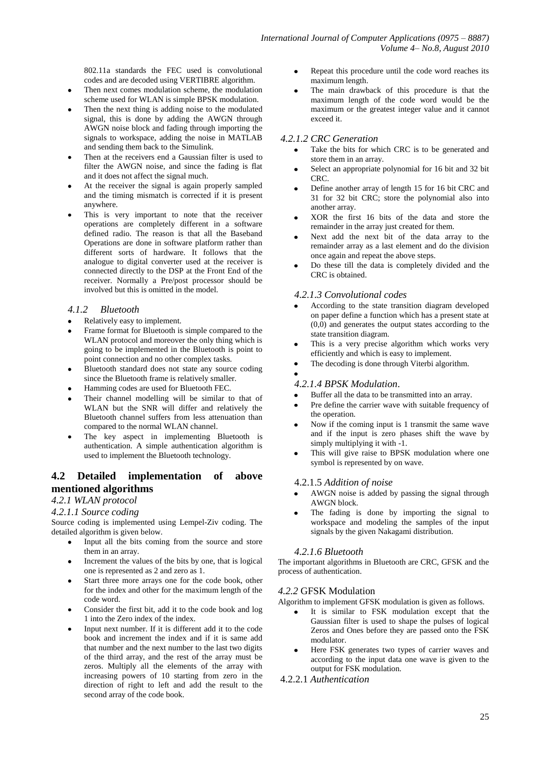802.11a standards the FEC used is convolutional codes and are decoded using VERTIBRE algorithm.

- Then next comes modulation scheme, the modulation scheme used for WLAN is simple BPSK modulation.
- Then the next thing is adding noise to the modulated signal, this is done by adding the AWGN through AWGN noise block and fading through importing the signals to workspace, adding the noise in MATLAB and sending them back to the Simulink.
- Then at the receivers end a Gaussian filter is used to filter the AWGN noise, and since the fading is flat and it does not affect the signal much.
- At the receiver the signal is again properly sampled and the timing mismatch is corrected if it is present anywhere.
- This is very important to note that the receiver operations are completely different in a software defined radio. The reason is that all the Baseband Operations are done in software platform rather than different sorts of hardware. It follows that the analogue to digital converter used at the receiver is connected directly to the DSP at the Front End of the receiver. Normally a Pre/post processor should be involved but this is omitted in the model.

### *4.1.2 Bluetooth*

- Relatively easy to implement.
- Frame format for Bluetooth is simple compared to the WLAN protocol and moreover the only thing which is going to be implemented in the Bluetooth is point to point connection and no other complex tasks.
- Bluetooth standard does not state any source coding since the Bluetooth frame is relatively smaller.
- Hamming codes are used for Bluetooth FEC.
- Their channel modelling will be similar to that of WLAN but the SNR will differ and relatively the Bluetooth channel suffers from less attenuation than compared to the normal WLAN channel.
- The key aspect in implementing Bluetooth is authentication. A simple authentication algorithm is used to implement the Bluetooth technology.

## 4.2 Detailed implementation of above mentioned algorithms

### *4.2.1 WLAN protocol*

#### *4.2.1.1 Source coding*

Source coding is implemented using Lempel-Ziv coding. The detailed algorithm is given below.

- Input all the bits coming from the source and store them in an array.
- Increment the values of the bits by one, that is logical one is represented as 2 and zero as 1.
- Start three more arrays one for the code book, other for the index and other for the maximum length of the code word.
- Consider the first bit, add it to the code book and log 1 into the Zero index of the index.
- Input next number. If it is different add it to the code book and increment the index and if it is same add that number and the next number to the last two digits of the third array, and the rest of the array must be zeros. Multiply all the elements of the array with increasing powers of 10 starting from zero in the direction of right to left and add the result to the second array of the code book.
- Repeat this procedure until the code word reaches its maximum length.
- The main drawback of this procedure is that the maximum length of the code word would be the maximum or the greatest integer value and it cannot exceed it.

#### *4.2.1.2 CRC Generation*

- Take the bits for which CRC is to be generated and store them in an array.
- Select an appropriate polynomial for 16 bit and 32 bit CRC.
- Define another array of length 15 for 16 bit CRC and 31 for 32 bit CRC; store the polynomial also into another array.
- XOR the first 16 bits of the data and store the remainder in the array just created for them.
- Next add the next bit of the data array to the remainder array as a last element and do the division once again and repeat the above steps.
- Do these till the data is completely divided and the CRC is obtained.

#### *4.2.1.3 Convolutional codes*

- According to the state transition diagram developed on paper define a function which has a present state at (0,0) and generates the output states according to the state transition diagram.
- This is a very precise algorithm which works very efficiently and which is easy to implement.
- The decoding is done through Viterbi algorithm.

#### *4.2.1.4 BPSK Modulation*.

- Buffer all the data to be transmitted into an array.
- Pre define the carrier wave with suitable frequency of the operation.
- Now if the coming input is 1 transmit the same wave and if the input is zero phases shift the wave by simply multiplying it with -1.
- This will give raise to BPSK modulation where one symbol is represented by on wave.

#### 4.2.1.5 *Addition of noise*

- AWGN noise is added by passing the signal through AWGN block.
- The fading is done by importing the signal to workspace and modeling the samples of the input signals by the given Nakagami distribution.

#### *4.2.1.6 Bluetooth*

The important algorithms in Bluetooth are CRC, GFSK and the process of authentication.

### *4.2.2* GFSK Modulation

Algorithm to implement GFSK modulation is given as follows.

- It is similar to FSK modulation except that the Gaussian filter is used to shape the pulses of logical Zeros and Ones before they are passed onto the FSK modulator.
- Here FSK generates two types of carrier waves and according to the input data one wave is given to the output for FSK modulation.

#### 4.2.2.1 *Authentication*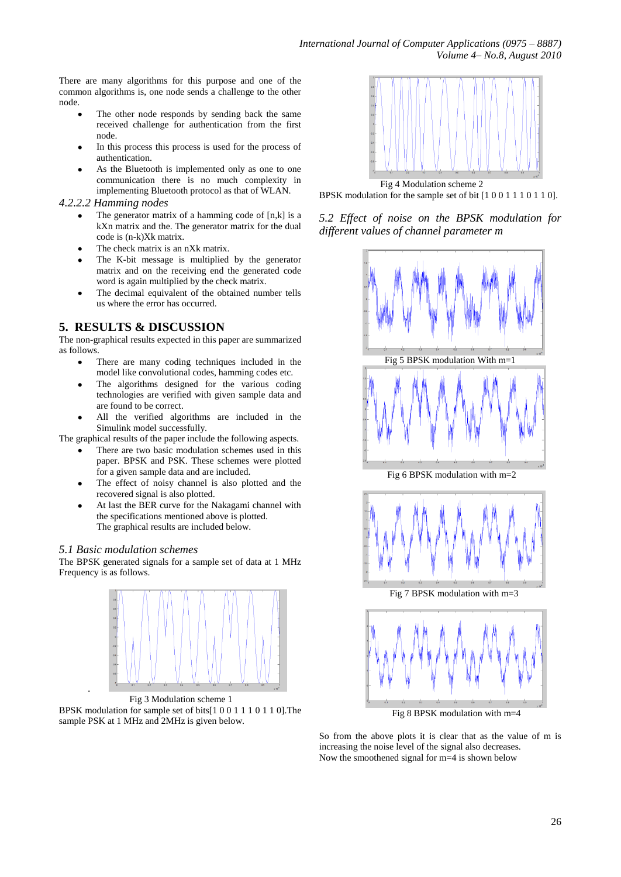There are many algorithms for this purpose and one of the common algorithms is, one node sends a challenge to the other node.

- The other node responds by sending back the same received challenge for authentication from the first node.
- In this process this process is used for the process of authentication.
- As the Bluetooth is implemented only as one to one communication there is no much complexity in implementing Bluetooth protocol as that of WLAN.

### *4.2.2.2 Hamming nodes*

- The generator matrix of a hamming code of [n,k] is a kXn matrix and the. The generator matrix for the dual code is (n-k)Xk matrix.
- The check matrix is an nXk matrix.
- The K-bit message is multiplied by the generator matrix and on the receiving end the generated code word is again multiplied by the check matrix.
- The decimal equivalent of the obtained number tells us where the error has occurred.

## 5. RESULTS & DISCUSSION

The non-graphical results expected in this paper are summarized as follows.

- There are many coding techniques included in the model like convolutional codes, hamming codes etc.
- The algorithms designed for the various coding technologies are verified with given sample data and are found to be correct.
- All the verified algorithms are included in the Simulink model successfully.

The graphical results of the paper include the following aspects.

- There are two basic modulation schemes used in this paper. BPSK and PSK. These schemes were plotted for a given sample data and are included.
- The effect of noisy channel is also plotted and the recovered signal is also plotted.
- At last the BER curve for the Nakagami channel with the specifications mentioned above is plotted.

The graphical results are included below.

### *5.1 Basic modulation schemes*

The BPSK generated signals for a sample set of data at 1 MHz Frequency is as follows.

Fig 3 Modulation scheme 1

BPSK modulation for sample set of bits[1 0 0 1 1 1 0 1 1 0].The sample PSK at 1 MHz and 2MHz is given below.

Fig 4 Modulation scheme 2

BPSK modulation for the sample set of bit [1 0 0 1 1 1 0 1 1 0].

### *5.2 Effect of noise on the BPSK modulation for different values of channel parameter m*

Fig 5 BPSK modulation With m=1

Fig 6 BPSK modulation with m=2

Fig 7 BPSK modulation with m=3

Fig 8 BPSK modulation with m=4

So from the above plots it is clear that as the value of m is increasing the noise level of the signal also decreases.

Now the smoothened signal for m=4 is shown below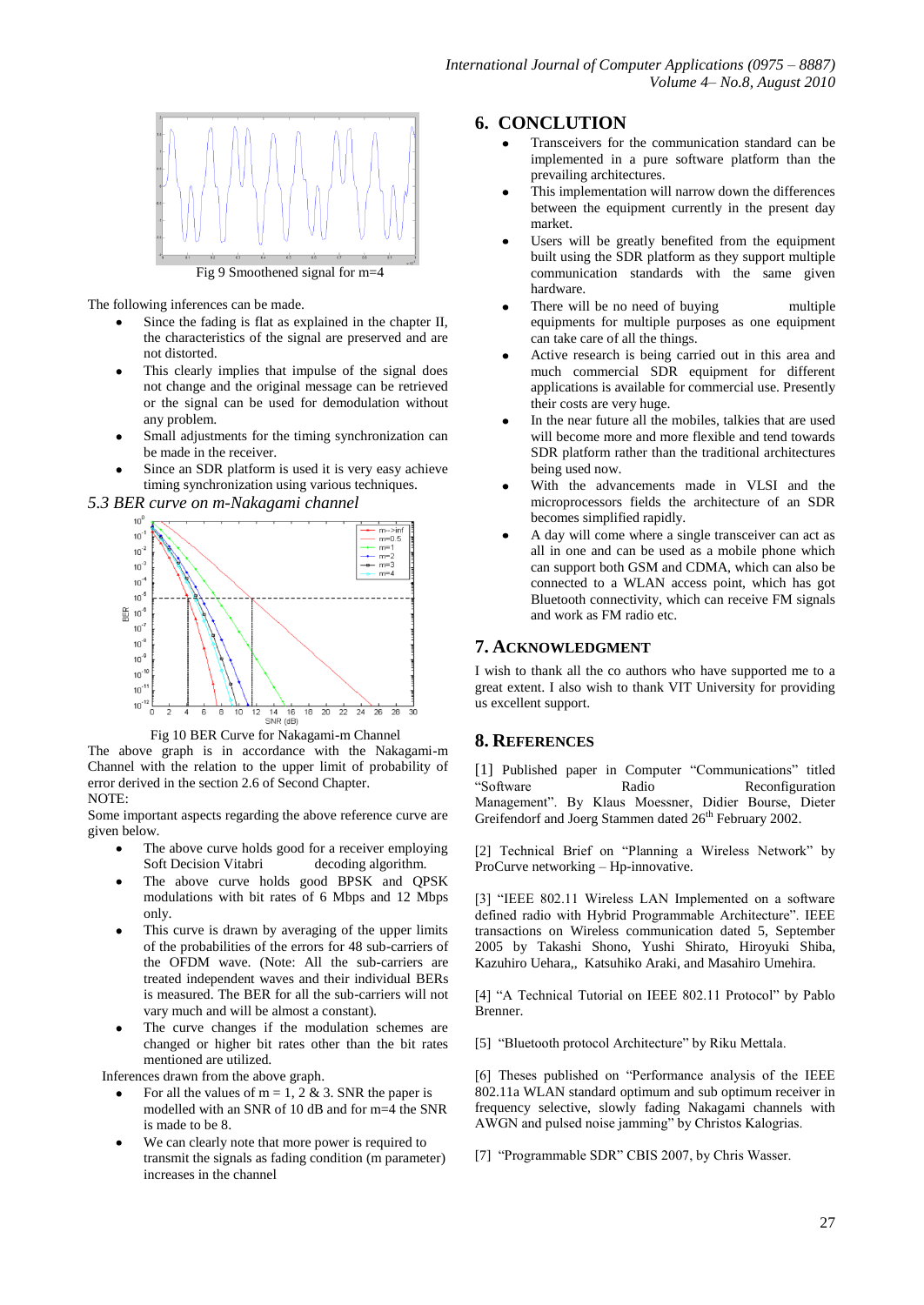Fig 9 Smoothened signal for m=4

The following inferences can be made.

- Since the fading is flat as explained in the chapter II, the characteristics of the signal are preserved and are not distorted.
- This clearly implies that impulse of the signal does not change and the original message can be retrieved or the signal can be used for demodulation without any problem.
- Small adjustments for the timing synchronization can be made in the receiver.
- Since an SDR platform is used it is very easy achieve timing synchronization using various techniques.

### *5.3 BER curve on m-Nakagami channel*

BER

SNR (dB)

m->inf
m=0.5
m=1
m=2
m=3
m=4

Fig 10 BER Curve for Nakagami-m Channel

The above graph is in accordance with the Nakagami-m Channel with the relation to the upper limit of probability of error derived in the section 2.6 of Second Chapter.

NOTE:

Some important aspects regarding the above reference curve are given below.

- The above curve holds good for a receiver employing Soft Decision Vitabri decoding algorithm.
- The above curve holds good BPSK and QPSK modulations with bit rates of 6 Mbps and 12 Mbps only.
- This curve is drawn by averaging of the upper limits of the probabilities of the errors for 48 sub-carriers of the OFDM wave. (Note: All the sub-carriers are treated independent waves and their individual BERs is measured. The BER for all the sub-carriers will not vary much and will be almost a constant).
- The curve changes if the modulation schemes are changed or higher bit rates other than the bit rates mentioned are utilized.

Inferences drawn from the above graph.

- For all the values of m = 1, 2 & 3. SNR the paper is modelled with an SNR of 10 dB and for m=4 the SNR is made to be 8.
- We can clearly note that more power is required to transmit the signals as fading condition (m parameter) increases in the channel

## 6. CONCLUTION

- Transceivers for the communication standard can be implemented in a pure software platform than the prevailing architectures.
- This implementation will narrow down the differences between the equipment currently in the present day market.
- Users will be greatly benefited from the equipment built using the SDR platform as they support multiple communication standards with the same given hardware.
- There will be no need of buying multiple equipments for multiple purposes as one equipment can take care of all the things.
- Active research is being carried out in this area and much commercial SDR equipment for different applications is available for commercial use. Presently their costs are very huge.
- In the near future all the mobiles, talkies that are used will become more and more flexible and tend towards SDR platform rather than the traditional architectures being used now.
- With the advancements made in VLSI and the microprocessors fields the architecture of an SDR becomes simplified rapidly.
- A day will come where a single transceiver can act as all in one and can be used as a mobile phone which can support both GSM and CDMA, which can also be connected to a WLAN access point, which has got Bluetooth connectivity, which can receive FM signals and work as FM radio etc.

## 7. ACKNOWLEDGMENT

I wish to thank all the co authors who have supported me to a great extent. I also wish to thank VIT University for providing us excellent support.

## 8. REFERENCES

[1] Published paper in Computer "Communications" titled "Software Radio Reconfiguration Management". By Klaus Moessner, Didier Bourse, Dieter Greifendorf and Joerg Stammen dated 26th February 2002.

[2] Technical Brief on "Planning a Wireless Network" by ProCurve networking – Hp-innovative.

[3] "IEEE 802.11 Wireless LAN Implemented on a software defined radio with Hybrid Programmable Architecture". IEEE transactions on Wireless communication dated 5, September 2005 by Takashi Shono, Yushi Shirato, Hiroyuki Shiba, Kazuhiro Uehara,, Katsuhiko Araki, and Masahiro Umehira.

[4] "A Technical Tutorial on IEEE 802.11 Protocol" by Pablo Brenner.

[5] "Bluetooth protocol Architecture" by Riku Mettala.

[6] Theses published on "Performance analysis of the IEEE 802.11a WLAN standard optimum and sub optimum receiver in frequency selective, slowly fading Nakagami channels with AWGN and pulsed noise jamming" by Christos Kalogrias.

[7] "Programmable SDR" CBIS 2007, by Chris Wasser.